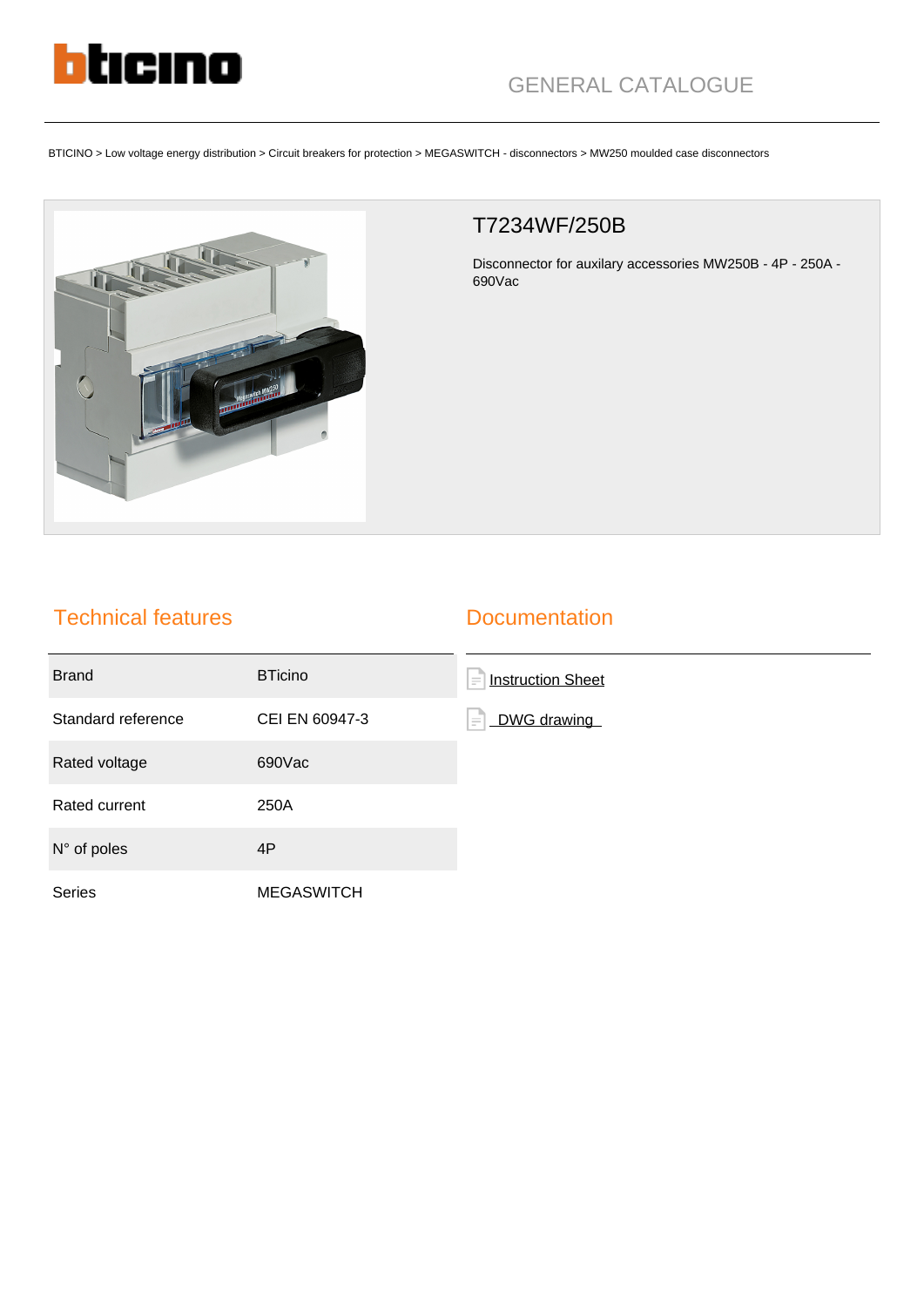GENERAL CATALOGUE

BTICINO > Low voltage energy distribution > Circuit breakers for protection > MEGASWITCH - disconnectors > MW250 moulded case disconnectors

# T7234WF/250B

Disconnector for auxilary accessories MW250B - 4P - 250A - 690Vac

## Technical features

| | |
|---|---|
| Brand | BTicino |
| Standard reference | CEI EN 60947-3 |
| Rated voltage | 690Vac |
| Rated current | 250A |
| N° of poles | 4P |
| Series | MEGASWITCH |

## Documentation

- Instruction Sheet
- DWG drawing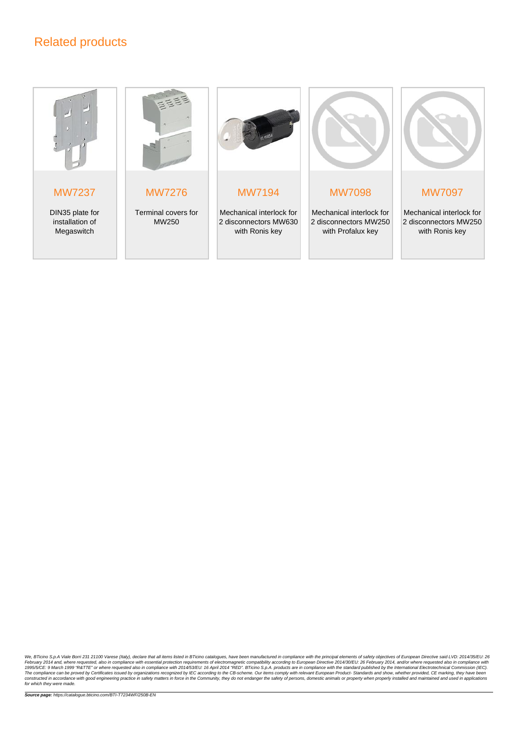## Related products

| MW7237 | MW7276 | MW7194 | MW7098 | MW7097 |
|---|---|---|---|---|
| DIN35 plate for installation of Megaswitch | Terminal covers for MW250 | Mechanical interlock for 2 disconnectors MW630 with Ronis key | Mechanical interlock for 2 disconnectors MW250 with Profalux key | Mechanical interlock for 2 disconnectors MW250 with Ronis key |

*We, BTicino S.p.A Viale Borri 231 21100 Varese (Italy), declare that all items listed in BTicino catalogues, have been manufactured in compliance with the principal elements of safety objectives of European Directive said LVD: 2014/35/EU: 26 February 2014 and, where requested, also in compliance with essential protection requirements of electromagnetic compatibility according to European Directive 2014/30/EU: 26 February 2014, and/or where requested also in compliance with 1995/5/CE: 9 March 1999 "R&TTE" or where requested also in compliance with 2014/53/EU: 16 April 2014 "RED". BTicino S.p.A. products are in compliance with the standard published by the International Electrotechnical Commission (IEC). The compliance can be proved by Certificates issued by organizations recognized by IEC according to the CB-scheme. Our items comply with relevant European Product- Standards and show, whether provided, CE marking, they have been constructed in accordance with good engineering practice in safety matters in force in the Community, they do not endanger the safety of persons, domestic animals or property when properly installed and maintained and used in applications for which they were made.*

**Source page:** *https://catalogue.bticino.com/BTI-T7234WF/250B-EN*